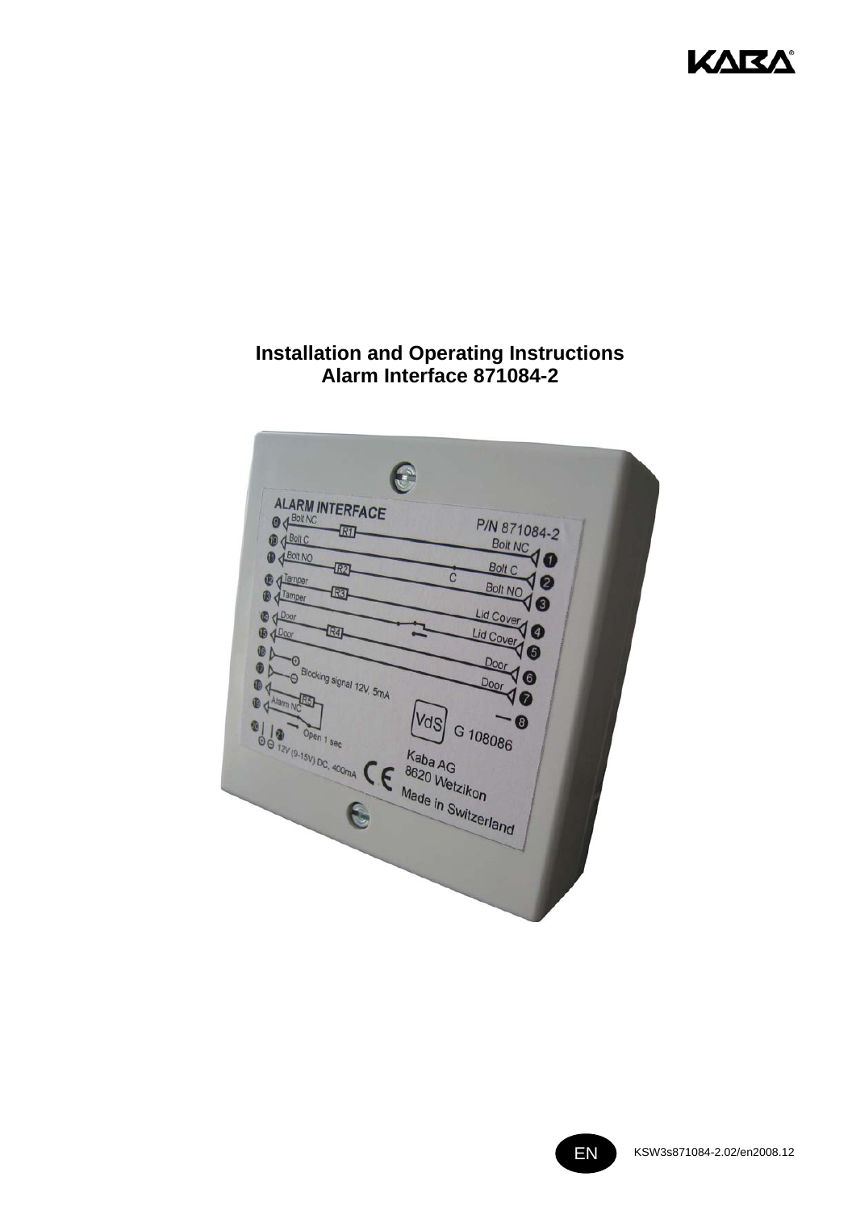KABA®

# Installation and Operating Instructions
# Alarm Interface 871084-2

EN KSW3s871084-2.02/en2008.12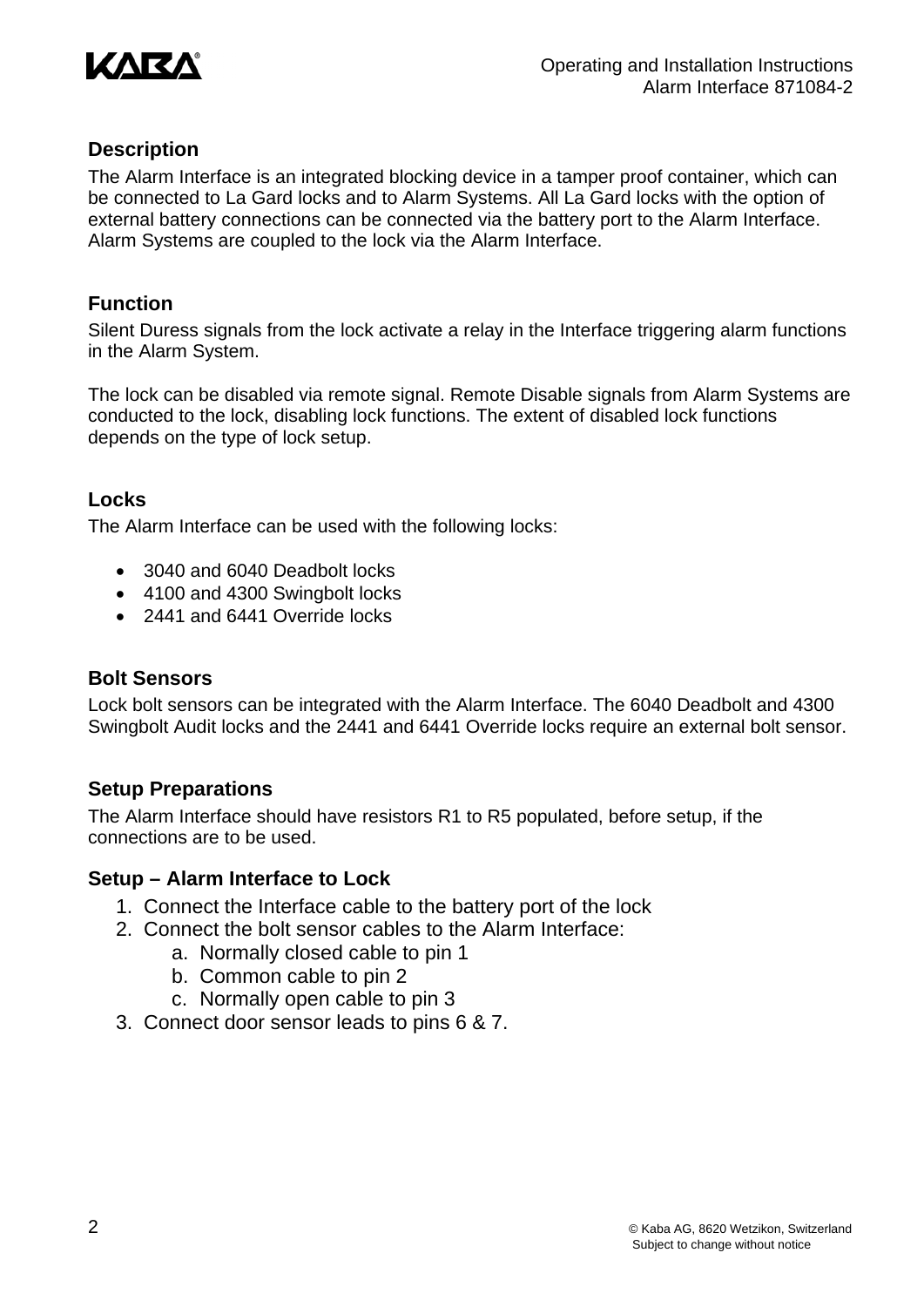## Description

The Alarm Interface is an integrated blocking device in a tamper proof container, which can be connected to La Gard locks and to Alarm Systems. All La Gard locks with the option of external battery connections can be connected via the battery port to the Alarm Interface. Alarm Systems are coupled to the lock via the Alarm Interface.

## Function

Silent Duress signals from the lock activate a relay in the Interface triggering alarm functions in the Alarm System.

The lock can be disabled via remote signal. Remote Disable signals from Alarm Systems are conducted to the lock, disabling lock functions. The extent of disabled lock functions depends on the type of lock setup.

## Locks

The Alarm Interface can be used with the following locks:

- 3040 and 6040 Deadbolt locks
- 4100 and 4300 Swingbolt locks
- 2441 and 6441 Override locks

## Bolt Sensors

Lock bolt sensors can be integrated with the Alarm Interface. The 6040 Deadbolt and 4300 Swingbolt Audit locks and the 2441 and 6441 Override locks require an external bolt sensor.

## Setup Preparations

The Alarm Interface should have resistors R1 to R5 populated, before setup, if the connections are to be used.

## Setup – Alarm Interface to Lock

1. Connect the Interface cable to the battery port of the lock
2. Connect the bolt sensor cables to the Alarm Interface:
   a. Normally closed cable to pin 1
   b. Common cable to pin 2
   c. Normally open cable to pin 3
3. Connect door sensor leads to pins 6 & 7.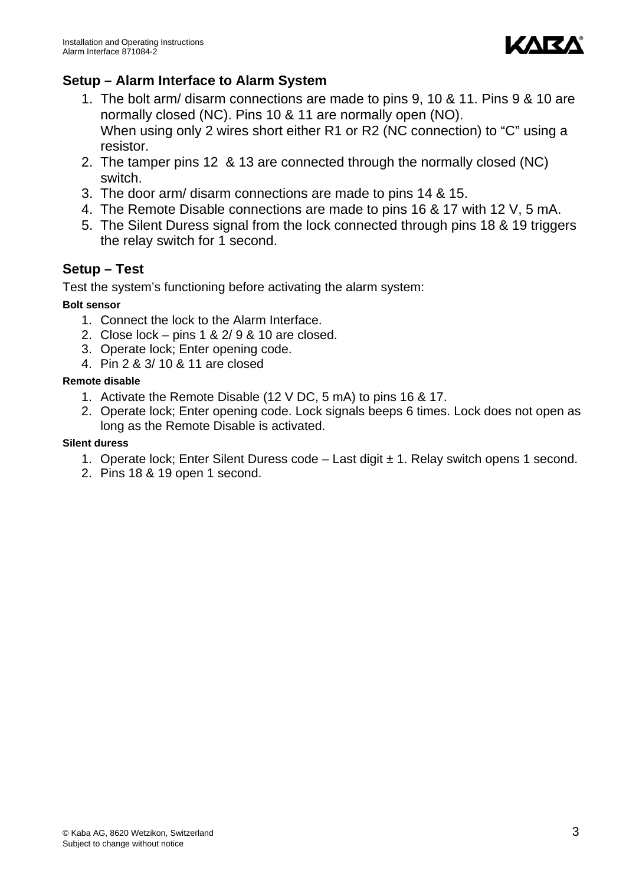## Setup – Alarm Interface to Alarm System

1. The bolt arm/ disarm connections are made to pins 9, 10 & 11. Pins 9 & 10 are normally closed (NC). Pins 10 & 11 are normally open (NO).
   When using only 2 wires short either R1 or R2 (NC connection) to “C” using a resistor.
2. The tamper pins 12 & 13 are connected through the normally closed (NC) switch.
3. The door arm/ disarm connections are made to pins 14 & 15.
4. The Remote Disable connections are made to pins 16 & 17 with 12 V, 5 mA.
5. The Silent Duress signal from the lock connected through pins 18 & 19 triggers the relay switch for 1 second.

## Setup – Test

Test the system’s functioning before activating the alarm system:

**Bolt sensor**

1. Connect the lock to the Alarm Interface.
2. Close lock – pins 1 & 2/ 9 & 10 are closed.
3. Operate lock; Enter opening code.
4. Pin 2 & 3/ 10 & 11 are closed

**Remote disable**

1. Activate the Remote Disable (12 V DC, 5 mA) to pins 16 & 17.
2. Operate lock; Enter opening code. Lock signals beeps 6 times. Lock does not open as long as the Remote Disable is activated.

**Silent duress**

1. Operate lock; Enter Silent Duress code – Last digit ± 1. Relay switch opens 1 second.
2. Pins 18 & 19 open 1 second.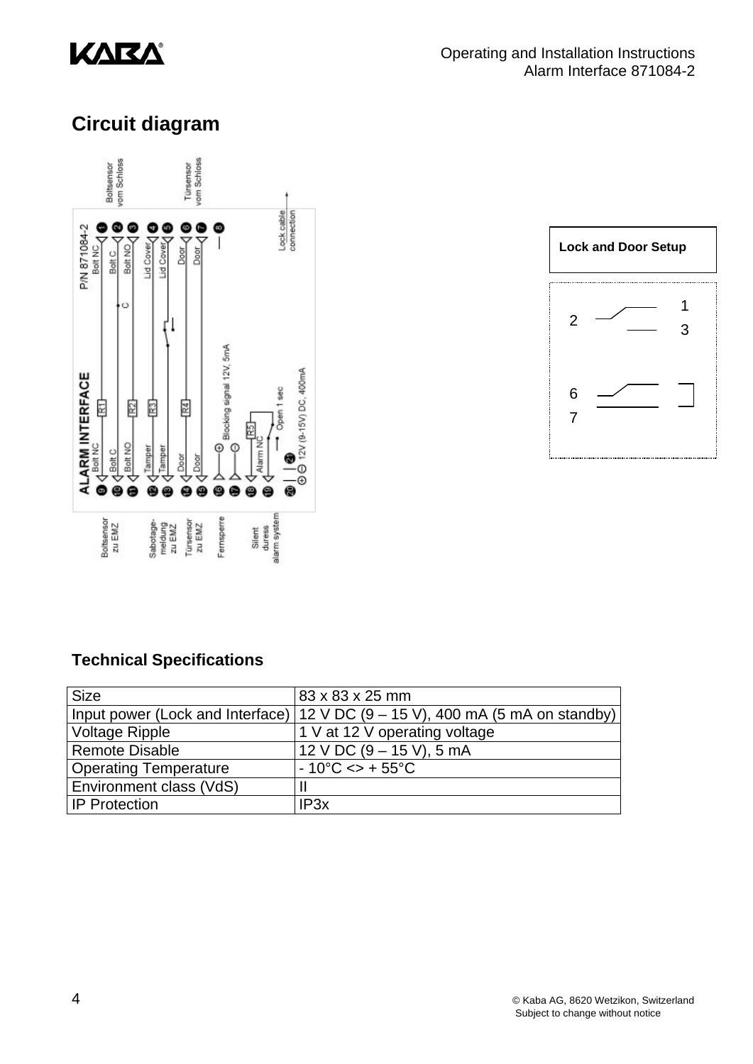## Circuit diagram

ALARM INTERFACE

P/N 871084-2

Boltsensor vom Schloss

Türsensor vom Schloss

1 Bolt NC
2 Bolt C
3 Bolt NO
4 Lid Cover
5 Lid Cover
6 Door
7 Door
8

Lock cable connection

C

R1
R2
R3
R4
R5

9 Bolt NC
10 Bolt C
11 Bolt NO
12 Tamper
13 Tamper
14 Door
15 Door
16 ⊕ Blocking signal 12V, 5mA
17 ⊖
18 Alarm NC
19 Open 1 sec
20 ⊕ 21 ⊖ 12V (9-15V) DC, 400mA

Boltsensor zu EMZ

Sabotage-meldung zu EMZ

Türsensor zu EMZ

Fernsperre

Silent duress alarm system

**Lock and Door Setup**

2
1
3

6
7

### Technical Specifications

| | |
|---|---|
| Size | 83 x 83 x 25 mm |
| Input power (Lock and Interface) | 12 V DC (9 – 15 V), 400 mA (5 mA on standby) |
| Voltage Ripple | 1 V at 12 V operating voltage |
| Remote Disable | 12 V DC (9 – 15 V), 5 mA |
| Operating Temperature | - 10°C <> + 55°C |
| Environment class (VdS) | II |
| IP Protection | IP3x |